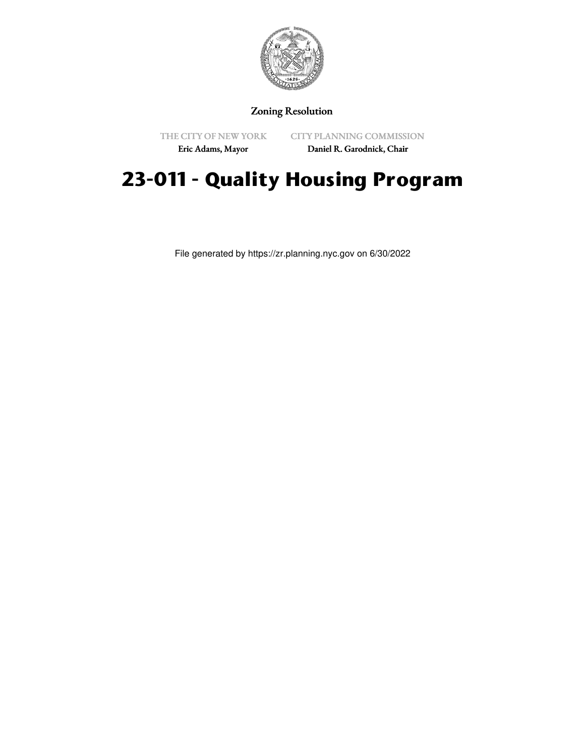Zoning Resolution

THE CITY OF NEW YORK
Eric Adams, Mayor

CITY PLANNING COMMISSION
Daniel R. Garodnick, Chair

# 23-011 - Quality Housing Program

File generated by https://zr.planning.nyc.gov on 6/30/2022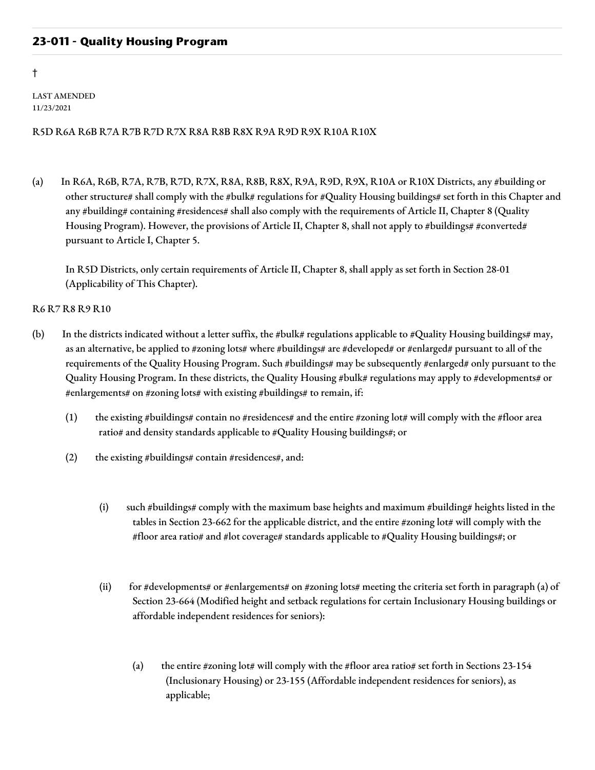## 23-011 - Quality Housing Program

†

LAST AMENDED
11/23/2021

R5D R6A R6B R7A R7B R7D R7X R8A R8B R8X R9A R9D R9X R10A R10X

(a) In R6A, R6B, R7A, R7B, R7D, R7X, R8A, R8B, R8X, R9A, R9D, R9X, R10A or R10X Districts, any #building or other structure# shall comply with the #bulk# regulations for #Quality Housing buildings# set forth in this Chapter and any #building# containing #residences# shall also comply with the requirements of Article II, Chapter 8 (Quality Housing Program). However, the provisions of Article II, Chapter 8, shall not apply to #buildings# #converted# pursuant to Article I, Chapter 5.

In R5D Districts, only certain requirements of Article II, Chapter 8, shall apply as set forth in Section 28-01 (Applicability of This Chapter).

R6 R7 R8 R9 R10

(b) In the districts indicated without a letter suffix, the #bulk# regulations applicable to #Quality Housing buildings# may, as an alternative, be applied to #zoning lots# where #buildings# are #developed# or #enlarged# pursuant to all of the requirements of the Quality Housing Program. Such #buildings# may be subsequently #enlarged# only pursuant to the Quality Housing Program. In these districts, the Quality Housing #bulk# regulations may apply to #developments# or #enlargements# on #zoning lots# with existing #buildings# to remain, if:

(1) the existing #buildings# contain no #residences# and the entire #zoning lot# will comply with the #floor area ratio# and density standards applicable to #Quality Housing buildings#; or

(2) the existing #buildings# contain #residences#, and:

(i) such #buildings# comply with the maximum base heights and maximum #building# heights listed in the tables in Section 23-662 for the applicable district, and the entire #zoning lot# will comply with the #floor area ratio# and #lot coverage# standards applicable to #Quality Housing buildings#; or

(ii) for #developments# or #enlargements# on #zoning lots# meeting the criteria set forth in paragraph (a) of Section 23-664 (Modified height and setback regulations for certain Inclusionary Housing buildings or affordable independent residences for seniors):

(a) the entire #zoning lot# will comply with the #floor area ratio# set forth in Sections 23-154 (Inclusionary Housing) or 23-155 (Affordable independent residences for seniors), as applicable;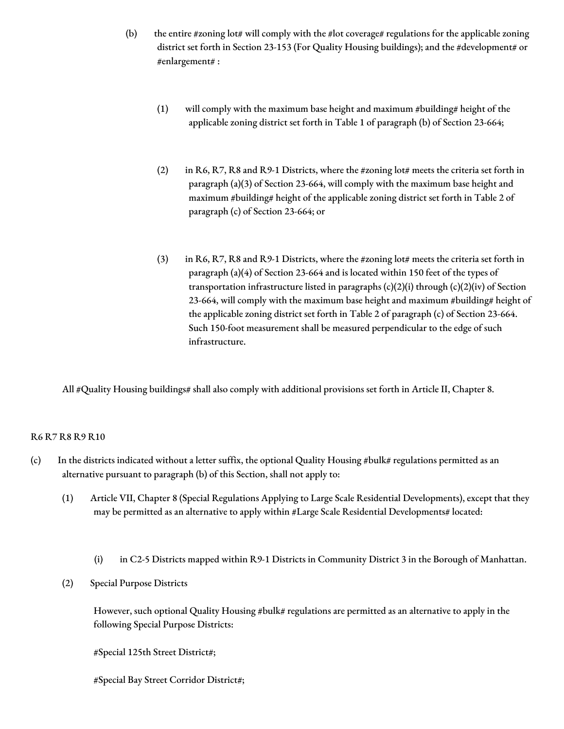(b) the entire #zoning lot# will comply with the #lot coverage# regulations for the applicable zoning district set forth in Section 23-153 (For Quality Housing buildings); and the #development# or #enlargement# :

(1) will comply with the maximum base height and maximum #building# height of the applicable zoning district set forth in Table 1 of paragraph (b) of Section 23-664;

(2) in R6, R7, R8 and R9-1 Districts, where the #zoning lot# meets the criteria set forth in paragraph (a)(3) of Section 23-664, will comply with the maximum base height and maximum #building# height of the applicable zoning district set forth in Table 2 of paragraph (c) of Section 23-664; or

(3) in R6, R7, R8 and R9-1 Districts, where the #zoning lot# meets the criteria set forth in paragraph (a)(4) of Section 23-664 and is located within 150 feet of the types of transportation infrastructure listed in paragraphs (c)(2)(i) through (c)(2)(iv) of Section 23-664, will comply with the maximum base height and maximum #building# height of the applicable zoning district set forth in Table 2 of paragraph (c) of Section 23-664. Such 150-foot measurement shall be measured perpendicular to the edge of such infrastructure.

All #Quality Housing buildings# shall also comply with additional provisions set forth in Article II, Chapter 8.

R6 R7 R8 R9 R10

(c) In the districts indicated without a letter suffix, the optional Quality Housing #bulk# regulations permitted as an alternative pursuant to paragraph (b) of this Section, shall not apply to:

(1) Article VII, Chapter 8 (Special Regulations Applying to Large Scale Residential Developments), except that they may be permitted as an alternative to apply within #Large Scale Residential Developments# located:

(i) in C2-5 Districts mapped within R9-1 Districts in Community District 3 in the Borough of Manhattan.

(2) Special Purpose Districts

However, such optional Quality Housing #bulk# regulations are permitted as an alternative to apply in the following Special Purpose Districts:

#Special 125th Street District#;

#Special Bay Street Corridor District#;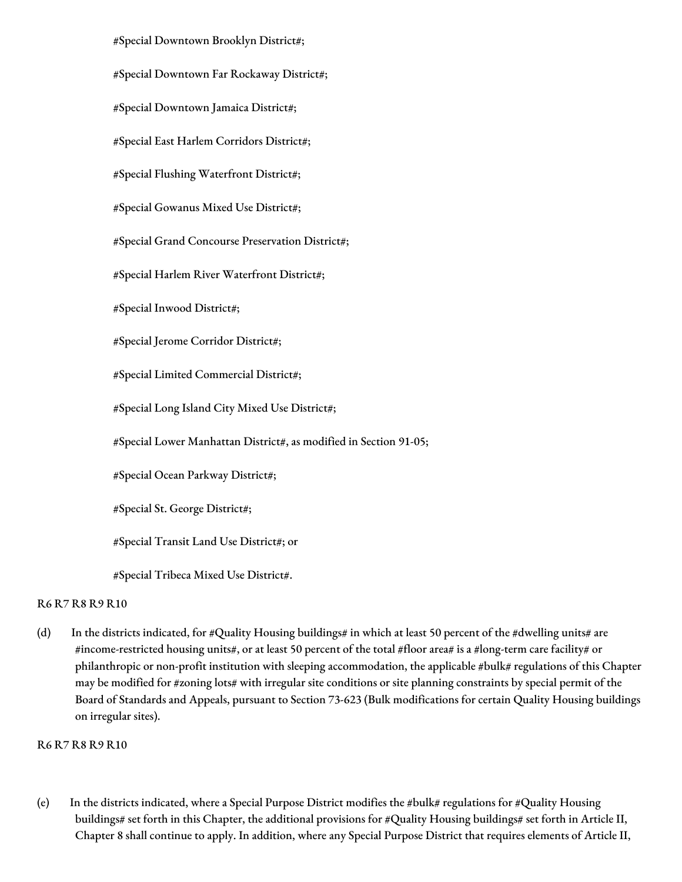#Special Downtown Brooklyn District#;

#Special Downtown Far Rockaway District#;

#Special Downtown Jamaica District#;

#Special East Harlem Corridors District#;

#Special Flushing Waterfront District#;

#Special Gowanus Mixed Use District#;

#Special Grand Concourse Preservation District#;

#Special Harlem River Waterfront District#;

#Special Inwood District#;

#Special Jerome Corridor District#;

#Special Limited Commercial District#;

#Special Long Island City Mixed Use District#;

#Special Lower Manhattan District#, as modified in Section 91-05;

#Special Ocean Parkway District#;

#Special St. George District#;

#Special Transit Land Use District#; or

#Special Tribeca Mixed Use District#.

R6 R7 R8 R9 R10

(d) In the districts indicated, for #Quality Housing buildings# in which at least 50 percent of the #dwelling units# are #income-restricted housing units#, or at least 50 percent of the total #floor area# is a #long-term care facility# or philanthropic or non-profit institution with sleeping accommodation, the applicable #bulk# regulations of this Chapter may be modified for #zoning lots# with irregular site conditions or site planning constraints by special permit of the Board of Standards and Appeals, pursuant to Section 73-623 (Bulk modifications for certain Quality Housing buildings on irregular sites).

R6 R7 R8 R9 R10

(e) In the districts indicated, where a Special Purpose District modifies the #bulk# regulations for #Quality Housing buildings# set forth in this Chapter, the additional provisions for #Quality Housing buildings# set forth in Article II, Chapter 8 shall continue to apply. In addition, where any Special Purpose District that requires elements of Article II,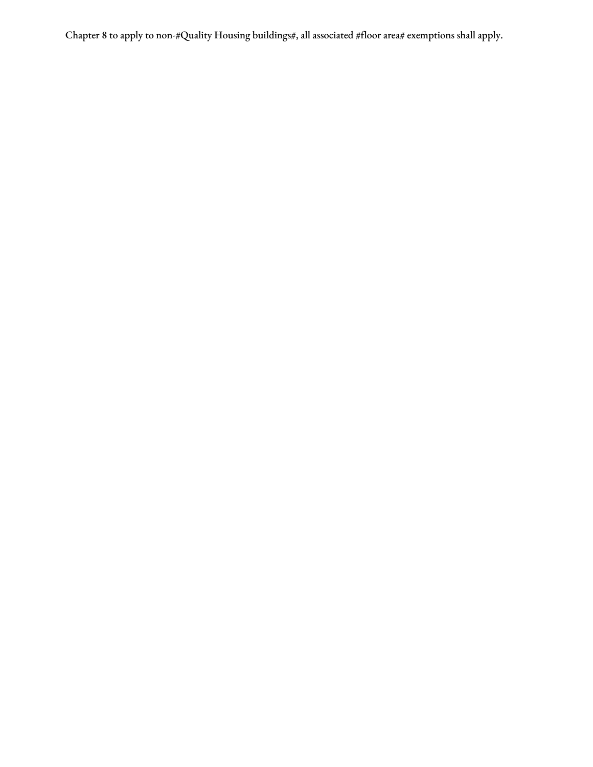Chapter 8 to apply to non-#Quality Housing buildings#, all associated #floor area# exemptions shall apply.